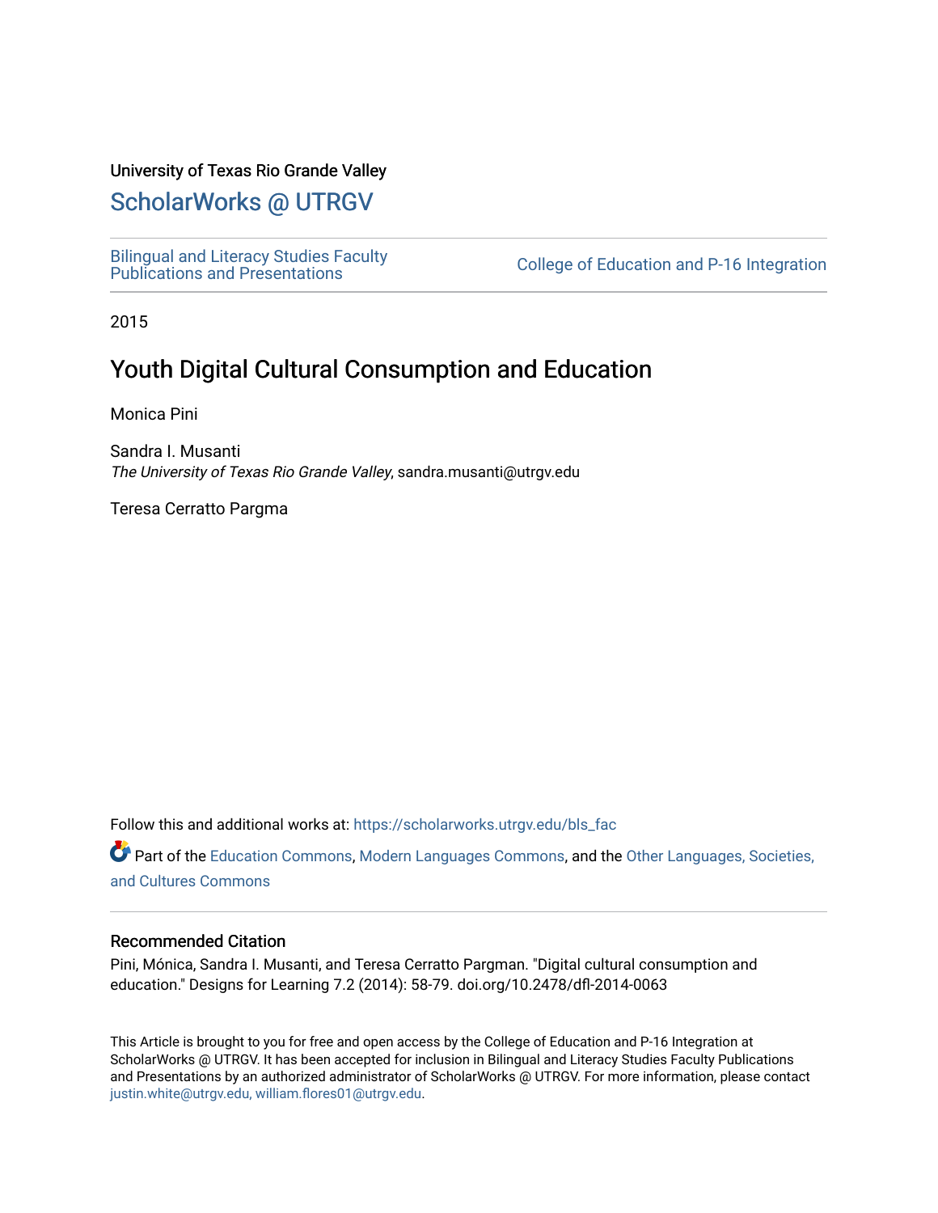University of Texas Rio Grande Valley

# ScholarWorks @ UTRGV

Bilingual and Literacy Studies Faculty Publications and Presentations

College of Education and P-16 Integration

2015

## Youth Digital Cultural Consumption and Education

Monica Pini

Sandra I. Musanti
*The University of Texas Rio Grande Valley*, sandra.musanti@utrgv.edu

Teresa Cerratto Pargma

Follow this and additional works at: https://scholarworks.utrgv.edu/bls_fac

Part of the Education Commons, Modern Languages Commons, and the Other Languages, Societies, and Cultures Commons

### Recommended Citation

Pini, Mónica, Sandra I. Musanti, and Teresa Cerratto Pargman. "Digital cultural consumption and education." Designs for Learning 7.2 (2014): 58-79. doi.org/10.2478/dfl-2014-0063

This Article is brought to you for free and open access by the College of Education and P-16 Integration at ScholarWorks @ UTRGV. It has been accepted for inclusion in Bilingual and Literacy Studies Faculty Publications and Presentations by an authorized administrator of ScholarWorks @ UTRGV. For more information, please contact justin.white@utrgv.edu, william.flores01@utrgv.edu.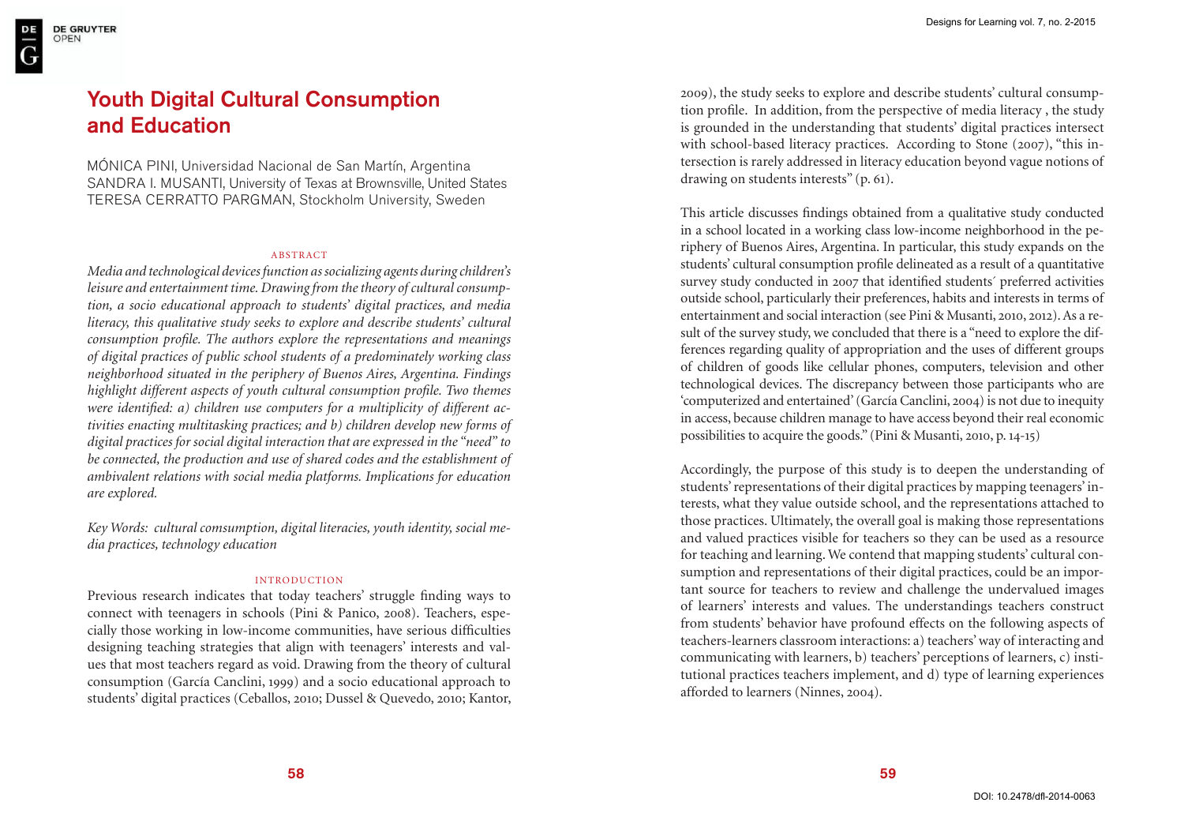# Youth Digital Cultural Consumption and Education

MÓNICA PINI, Universidad Nacional de San Martín, Argentina
SANDRA I. MUSANTI, University of Texas at Brownsville, United States
TERESA CERRATTO PARGMAN, Stockholm University, Sweden

## ABSTRACT

*Media and technological devices function as socializing agents during children's leisure and entertainment time. Drawing from the theory of cultural consumption, a socio educational approach to students' digital practices, and media literacy, this qualitative study seeks to explore and describe students' cultural consumption profile. The authors explore the representations and meanings of digital practices of public school students of a predominately working class neighborhood situated in the periphery of Buenos Aires, Argentina. Findings highlight different aspects of youth cultural consumption profile. Two themes were identified: a) children use computers for a multiplicity of different activities enacting multitasking practices; and b) children develop new forms of digital practices for social digital interaction that are expressed in the "need" to be connected, the production and use of shared codes and the establishment of ambivalent relations with social media platforms. Implications for education are explored.*

*Key Words: cultural comsumption, digital literacies, youth identity, social media practices, technology education*

## INTRODUCTION

Previous research indicates that today teachers' struggle finding ways to connect with teenagers in schools (Pini & Panico, 2008). Teachers, especially those working in low-income communities, have serious difficulties designing teaching strategies that align with teenagers' interests and values that most teachers regard as void. Drawing from the theory of cultural consumption (García Canclini, 1999) and a socio educational approach to students' digital practices (Ceballos, 2010; Dussel & Quevedo, 2010; Kantor, 2009), the study seeks to explore and describe students' cultural consumption profile. In addition, from the perspective of media literacy , the study is grounded in the understanding that students' digital practices intersect with school-based literacy practices. According to Stone (2007), "this intersection is rarely addressed in literacy education beyond vague notions of drawing on students interests" (p. 61).

This article discusses findings obtained from a qualitative study conducted in a school located in a working class low-income neighborhood in the periphery of Buenos Aires, Argentina. In particular, this study expands on the students' cultural consumption profile delineated as a result of a quantitative survey study conducted in 2007 that identified students´ preferred activities outside school, particularly their preferences, habits and interests in terms of entertainment and social interaction (see Pini & Musanti, 2010, 2012). As a result of the survey study, we concluded that there is a "need to explore the differences regarding quality of appropriation and the uses of different groups of children of goods like cellular phones, computers, television and other technological devices. The discrepancy between those participants who are 'computerized and entertained' (García Canclini, 2004) is not due to inequity in access, because children manage to have access beyond their real economic possibilities to acquire the goods." (Pini & Musanti, 2010, p. 14-15)

Accordingly, the purpose of this study is to deepen the understanding of students' representations of their digital practices by mapping teenagers' interests, what they value outside school, and the representations attached to those practices. Ultimately, the overall goal is making those representations and valued practices visible for teachers so they can be used as a resource for teaching and learning. We contend that mapping students' cultural consumption and representations of their digital practices, could be an important source for teachers to review and challenge the undervalued images of learners' interests and values. The understandings teachers construct from students' behavior have profound effects on the following aspects of teachers-learners classroom interactions: a) teachers' way of interacting and communicating with learners, b) teachers' perceptions of learners, c) institutional practices teachers implement, and d) type of learning experiences afforded to learners (Ninnes, 2004).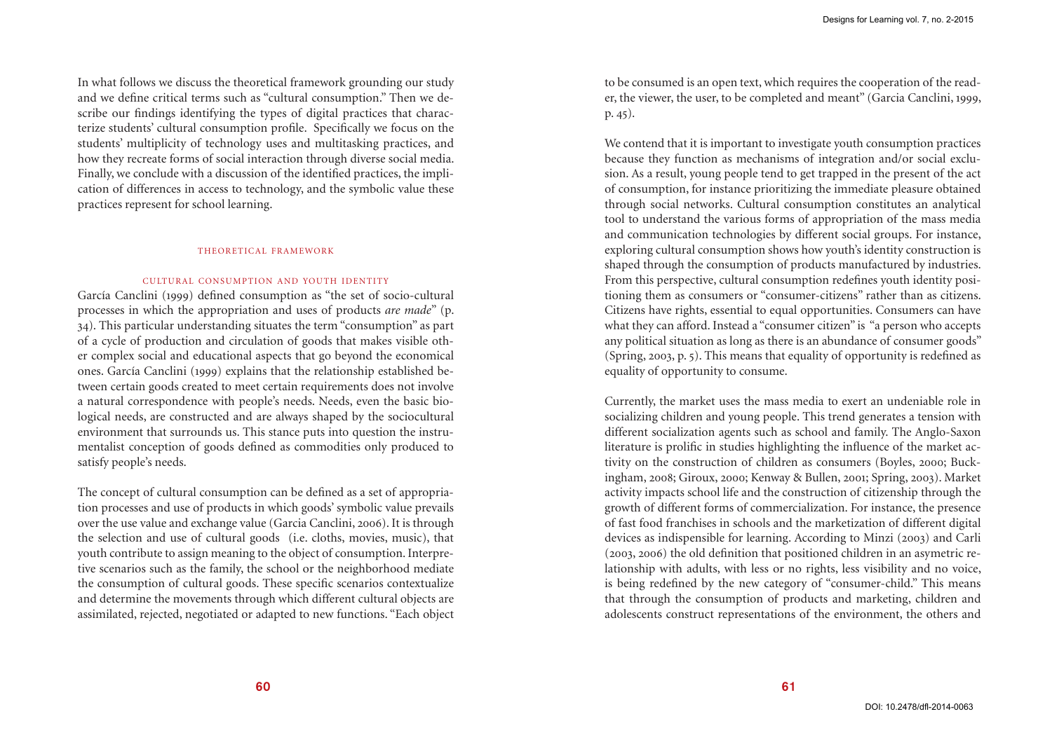In what follows we discuss the theoretical framework grounding our study and we define critical terms such as "cultural consumption." Then we describe our findings identifying the types of digital practices that characterize students' cultural consumption profile. Specifically we focus on the students' multiplicity of technology uses and multitasking practices, and how they recreate forms of social interaction through diverse social media. Finally, we conclude with a discussion of the identified practices, the implication of differences in access to technology, and the symbolic value these practices represent for school learning.

## THEORETICAL FRAMEWORK

### CULTURAL CONSUMPTION AND YOUTH IDENTITY

García Canclini (1999) defined consumption as "the set of socio-cultural processes in which the appropriation and uses of products *are made*" (p. 34). This particular understanding situates the term "consumption" as part of a cycle of production and circulation of goods that makes visible other complex social and educational aspects that go beyond the economical ones. García Canclini (1999) explains that the relationship established between certain goods created to meet certain requirements does not involve a natural correspondence with people's needs. Needs, even the basic biological needs, are constructed and are always shaped by the sociocultural environment that surrounds us. This stance puts into question the instrumentalist conception of goods defined as commodities only produced to satisfy people's needs.

The concept of cultural consumption can be defined as a set of appropriation processes and use of products in which goods' symbolic value prevails over the use value and exchange value (Garcia Canclini, 2006). It is through the selection and use of cultural goods (i.e. cloths, movies, music), that youth contribute to assign meaning to the object of consumption. Interpretive scenarios such as the family, the school or the neighborhood mediate the consumption of cultural goods. These specific scenarios contextualize and determine the movements through which different cultural objects are assimilated, rejected, negotiated or adapted to new functions. "Each object to be consumed is an open text, which requires the cooperation of the reader, the viewer, the user, to be completed and meant" (Garcia Canclini, 1999, p. 45).

We contend that it is important to investigate youth consumption practices because they function as mechanisms of integration and/or social exclusion. As a result, young people tend to get trapped in the present of the act of consumption, for instance prioritizing the immediate pleasure obtained through social networks. Cultural consumption constitutes an analytical tool to understand the various forms of appropriation of the mass media and communication technologies by different social groups. For instance, exploring cultural consumption shows how youth's identity construction is shaped through the consumption of products manufactured by industries. From this perspective, cultural consumption redefines youth identity positioning them as consumers or "consumer-citizens" rather than as citizens. Citizens have rights, essential to equal opportunities. Consumers can have what they can afford. Instead a "consumer citizen" is "a person who accepts any political situation as long as there is an abundance of consumer goods" (Spring, 2003, p. 5). This means that equality of opportunity is redefined as equality of opportunity to consume.

Currently, the market uses the mass media to exert an undeniable role in socializing children and young people. This trend generates a tension with different socialization agents such as school and family. The Anglo-Saxon literature is prolific in studies highlighting the influence of the market activity on the construction of children as consumers (Boyles, 2000; Buckingham, 2008; Giroux, 2000; Kenway & Bullen, 2001; Spring, 2003). Market activity impacts school life and the construction of citizenship through the growth of different forms of commercialization. For instance, the presence of fast food franchises in schools and the marketization of different digital devices as indispensible for learning. According to Minzi (2003) and Carli (2003, 2006) the old definition that positioned children in an asymetric relationship with adults, with less or no rights, less visibility and no voice, is being redefined by the new category of "consumer-child." This means that through the consumption of products and marketing, children and adolescents construct representations of the environment, the others and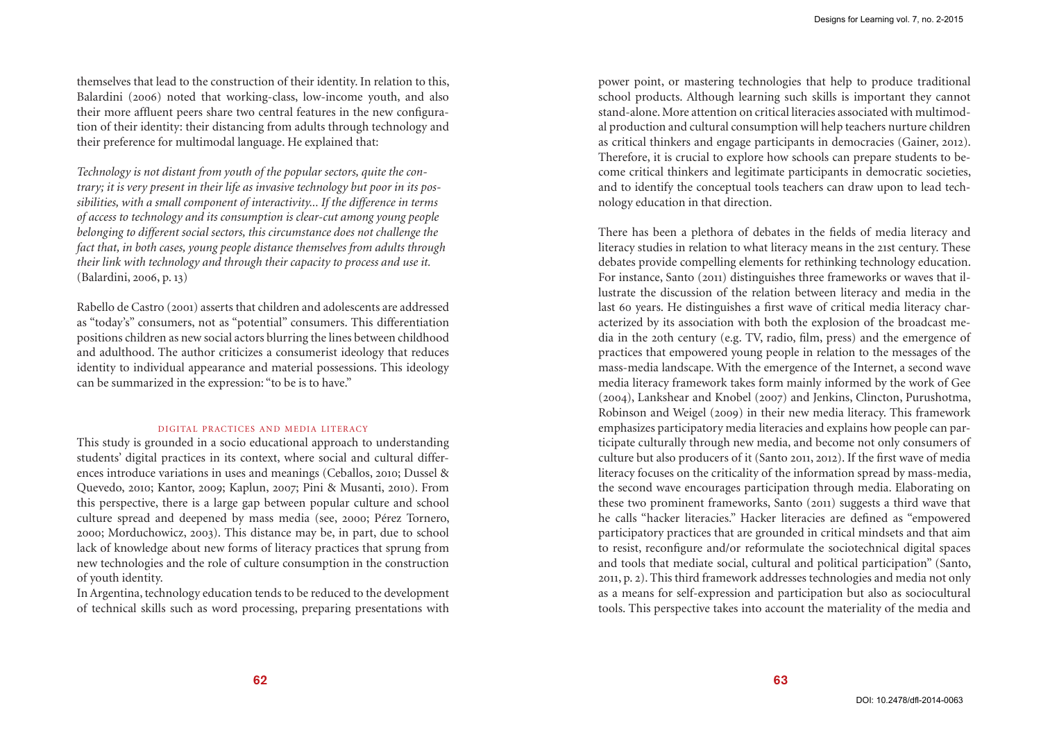themselves that lead to the construction of their identity. In relation to this, Balardini (2006) noted that working-class, low-income youth, and also their more affluent peers share two central features in the new configuration of their identity: their distancing from adults through technology and their preference for multimodal language. He explained that:

*Technology is not distant from youth of the popular sectors, quite the contrary; it is very present in their life as invasive technology but poor in its possibilities, with a small component of interactivity... If the difference in terms of access to technology and its consumption is clear-cut among young people belonging to different social sectors, this circumstance does not challenge the fact that, in both cases, young people distance themselves from adults through their link with technology and through their capacity to process and use it.* (Balardini, 2006, p. 13)

Rabello de Castro (2001) asserts that children and adolescents are addressed as "today's" consumers, not as "potential" consumers. This differentiation positions children as new social actors blurring the lines between childhood and adulthood. The author criticizes a consumerist ideology that reduces identity to individual appearance and material possessions. This ideology can be summarized in the expression: "to be is to have."

## Digital practices and media literacy

This study is grounded in a socio educational approach to understanding students' digital practices in its context, where social and cultural differences introduce variations in uses and meanings (Ceballos, 2010; Dussel & Quevedo, 2010; Kantor, 2009; Kaplun, 2007; Pini & Musanti, 2010). From this perspective, there is a large gap between popular culture and school culture spread and deepened by mass media (see, 2000; Pérez Tornero, 2000; Morduchowicz, 2003). This distance may be, in part, due to school lack of knowledge about new forms of literacy practices that sprung from new technologies and the role of culture consumption in the construction of youth identity.

In Argentina, technology education tends to be reduced to the development of technical skills such as word processing, preparing presentations with power point, or mastering technologies that help to produce traditional school products. Although learning such skills is important they cannot stand-alone. More attention on critical literacies associated with multimodal production and cultural consumption will help teachers nurture children as critical thinkers and engage participants in democracies (Gainer, 2012). Therefore, it is crucial to explore how schools can prepare students to become critical thinkers and legitimate participants in democratic societies, and to identify the conceptual tools teachers can draw upon to lead technology education in that direction.

There has been a plethora of debates in the fields of media literacy and literacy studies in relation to what literacy means in the 21st century. These debates provide compelling elements for rethinking technology education. For instance, Santo (2011) distinguishes three frameworks or waves that illustrate the discussion of the relation between literacy and media in the last 60 years. He distinguishes a first wave of critical media literacy characterized by its association with both the explosion of the broadcast media in the 20th century (e.g. TV, radio, film, press) and the emergence of practices that empowered young people in relation to the messages of the mass-media landscape. With the emergence of the Internet, a second wave media literacy framework takes form mainly informed by the work of Gee (2004), Lankshear and Knobel (2007) and Jenkins, Clincton, Purushotma, Robinson and Weigel (2009) in their new media literacy. This framework emphasizes participatory media literacies and explains how people can participate culturally through new media, and become not only consumers of culture but also producers of it (Santo 2011, 2012). If the first wave of media literacy focuses on the criticality of the information spread by mass-media, the second wave encourages participation through media. Elaborating on these two prominent frameworks, Santo (2011) suggests a third wave that he calls "hacker literacies." Hacker literacies are defined as "empowered participatory practices that are grounded in critical mindsets and that aim to resist, reconfigure and/or reformulate the sociotechnical digital spaces and tools that mediate social, cultural and political participation" (Santo, 2011, p. 2). This third framework addresses technologies and media not only as a means for self-expression and participation but also as sociocultural tools. This perspective takes into account the materiality of the media and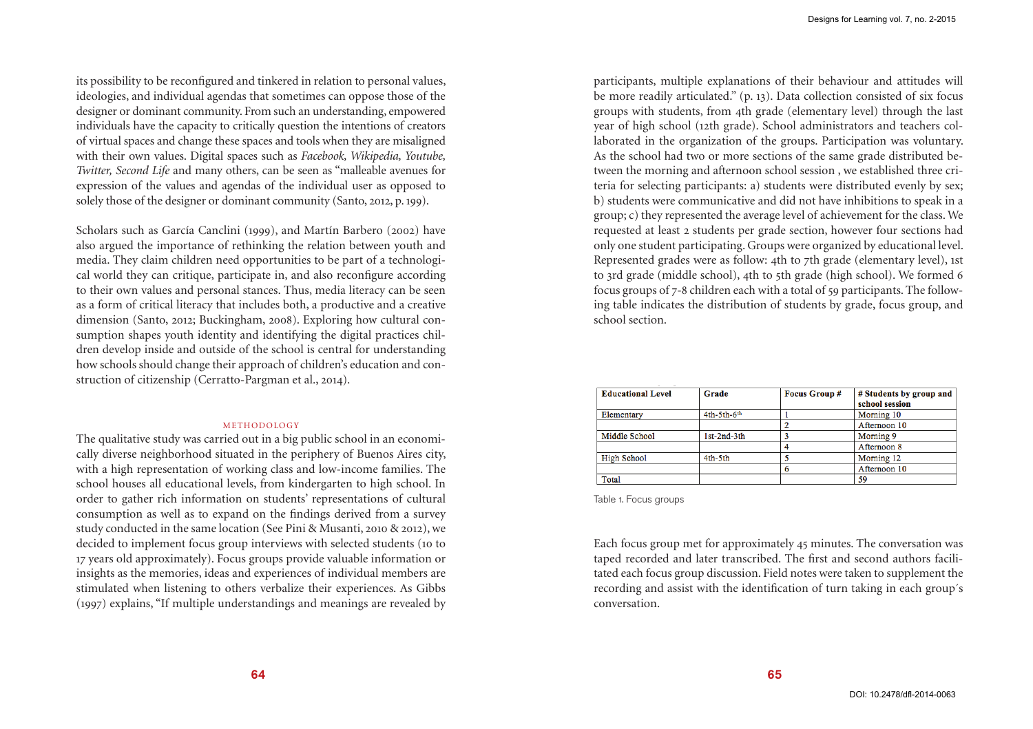its possibility to be reconfigured and tinkered in relation to personal values, ideologies, and individual agendas that sometimes can oppose those of the designer or dominant community. From such an understanding, empowered individuals have the capacity to critically question the intentions of creators of virtual spaces and change these spaces and tools when they are misaligned with their own values. Digital spaces such as *Facebook, Wikipedia, Youtube, Twitter, Second Life* and many others, can be seen as "malleable avenues for expression of the values and agendas of the individual user as opposed to solely those of the designer or dominant community (Santo, 2012, p. 199).

Scholars such as García Canclini (1999), and Martín Barbero (2002) have also argued the importance of rethinking the relation between youth and media. They claim children need opportunities to be part of a technological world they can critique, participate in, and also reconfigure according to their own values and personal stances. Thus, media literacy can be seen as a form of critical literacy that includes both, a productive and a creative dimension (Santo, 2012; Buckingham, 2008). Exploring how cultural consumption shapes youth identity and identifying the digital practices children develop inside and outside of the school is central for understanding how schools should change their approach of children's education and construction of citizenship (Cerratto-Pargman et al., 2014).

## METHODOLOGY

The qualitative study was carried out in a big public school in an economically diverse neighborhood situated in the periphery of Buenos Aires city, with a high representation of working class and low-income families. The school houses all educational levels, from kindergarten to high school. In order to gather rich information on students' representations of cultural consumption as well as to expand on the findings derived from a survey study conducted in the same location (See Pini & Musanti, 2010 & 2012), we decided to implement focus group interviews with selected students (10 to 17 years old approximately). Focus groups provide valuable information or insights as the memories, ideas and experiences of individual members are stimulated when listening to others verbalize their experiences. As Gibbs (1997) explains, "If multiple understandings and meanings are revealed by participants, multiple explanations of their behaviour and attitudes will be more readily articulated." (p. 13). Data collection consisted of six focus groups with students, from 4th grade (elementary level) through the last year of high school (12th grade). School administrators and teachers collaborated in the organization of the groups. Participation was voluntary. As the school had two or more sections of the same grade distributed between the morning and afternoon school session , we established three criteria for selecting participants: a) students were distributed evenly by sex; b) students were communicative and did not have inhibitions to speak in a group; c) they represented the average level of achievement for the class. We requested at least 2 students per grade section, however four sections had only one student participating. Groups were organized by educational level. Represented grades were as follow: 4th to 7th grade (elementary level), 1st to 3rd grade (middle school), 4th to 5th grade (high school). We formed 6 focus groups of 7-8 children each with a total of 59 participants. The following table indicates the distribution of students by grade, focus group, and school section.

| Educational Level | Grade | Focus Group # | # Students by group and school session |
|---|---|---|---|
| Elementary | 4th-5th-6th | 1 | Morning 10 |
| | | 2 | Afternoon 10 |
| Middle School | 1st-2nd-3th | 3 | Morning 9 |
| | | 4 | Afternoon 8 |
| High School | 4th-5th | 5 | Morning 12 |
| | | 6 | Afternoon 10 |
| Total | | | 59 |

Table 1. Focus groups

Each focus group met for approximately 45 minutes. The conversation was taped recorded and later transcribed. The first and second authors facilitated each focus group discussion. Field notes were taken to supplement the recording and assist with the identification of turn taking in each group´s conversation.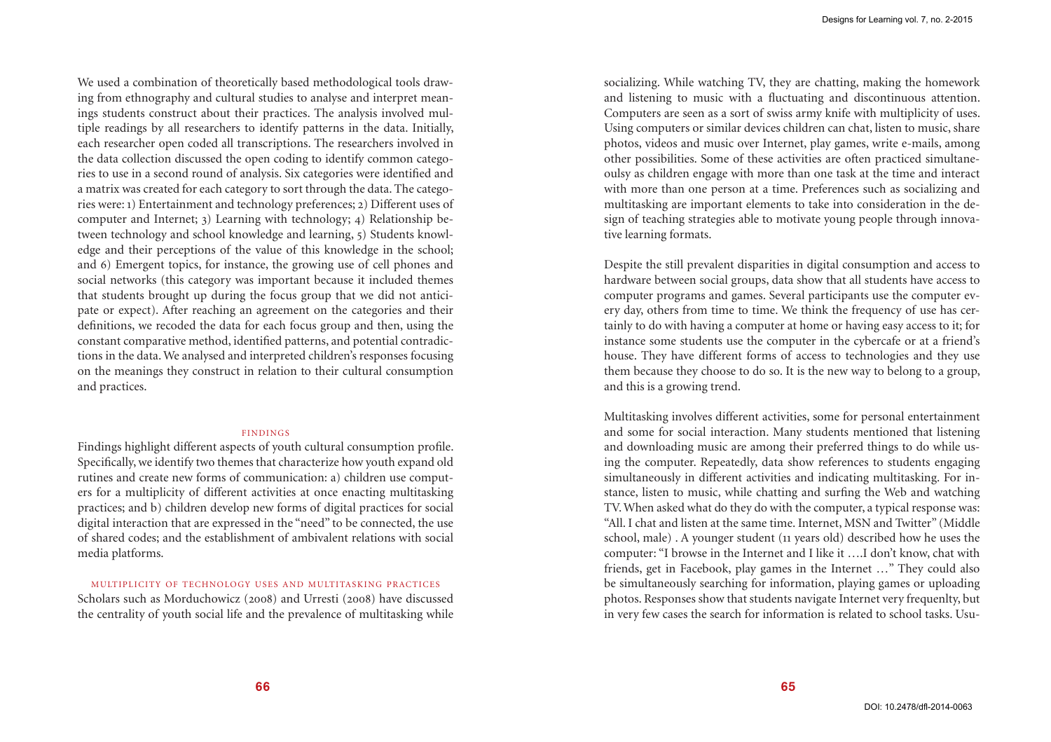We used a combination of theoretically based methodological tools drawing from ethnography and cultural studies to analyse and interpret meanings students construct about their practices. The analysis involved multiple readings by all researchers to identify patterns in the data. Initially, each researcher open coded all transcriptions. The researchers involved in the data collection discussed the open coding to identify common categories to use in a second round of analysis. Six categories were identified and a matrix was created for each category to sort through the data. The categories were: 1) Entertainment and technology preferences; 2) Different uses of computer and Internet; 3) Learning with technology; 4) Relationship between technology and school knowledge and learning, 5) Students knowledge and their perceptions of the value of this knowledge in the school; and 6) Emergent topics, for instance, the growing use of cell phones and social networks (this category was important because it included themes that students brought up during the focus group that we did not anticipate or expect). After reaching an agreement on the categories and their definitions, we recoded the data for each focus group and then, using the constant comparative method, identified patterns, and potential contradictions in the data. We analysed and interpreted children's responses focusing on the meanings they construct in relation to their cultural consumption and practices.

## FINDINGS

Findings highlight different aspects of youth cultural consumption profile. Specifically, we identify two themes that characterize how youth expand old rutines and create new forms of communication: a) children use computers for a multiplicity of different activities at once enacting multitasking practices; and b) children develop new forms of digital practices for social digital interaction that are expressed in the "need" to be connected, the use of shared codes; and the establishment of ambivalent relations with social media platforms.

### MULTIPLICITY OF TECHNOLOGY USES AND MULTITASKING PRACTICES

Scholars such as Morduchowicz (2008) and Urresti (2008) have discussed the centrality of youth social life and the prevalence of multitasking while socializing. While watching TV, they are chatting, making the homework and listening to music with a fluctuating and discontinuous attention. Computers are seen as a sort of swiss army knife with multiplicity of uses. Using computers or similar devices children can chat, listen to music, share photos, videos and music over Internet, play games, write e-mails, among other possibilities. Some of these activities are often practiced simultaneoulsy as children engage with more than one task at the time and interact with more than one person at a time. Preferences such as socializing and multitasking are important elements to take into consideration in the design of teaching strategies able to motivate young people through innovative learning formats.

Despite the still prevalent disparities in digital consumption and access to hardware between social groups, data show that all students have access to computer programs and games. Several participants use the computer every day, others from time to time. We think the frequency of use has certainly to do with having a computer at home or having easy access to it; for instance some students use the computer in the cybercafe or at a friend's house. They have different forms of access to technologies and they use them because they choose to do so. It is the new way to belong to a group, and this is a growing trend.

Multitasking involves different activities, some for personal entertainment and some for social interaction. Many students mentioned that listening and downloading music are among their preferred things to do while using the computer. Repeatedly, data show references to students engaging simultaneously in different activities and indicating multitasking. For instance, listen to music, while chatting and surfing the Web and watching TV. When asked what do they do with the computer, a typical response was: "All. I chat and listen at the same time. Internet, MSN and Twitter" (Middle school, male) . A younger student (11 years old) described how he uses the computer: "I browse in the Internet and I like it ….I don't know, chat with friends, get in Facebook, play games in the Internet …" They could also be simultaneously searching for information, playing games or uploading photos. Responses show that students navigate Internet very frequenlty, but in very few cases the search for information is related to school tasks. Usu-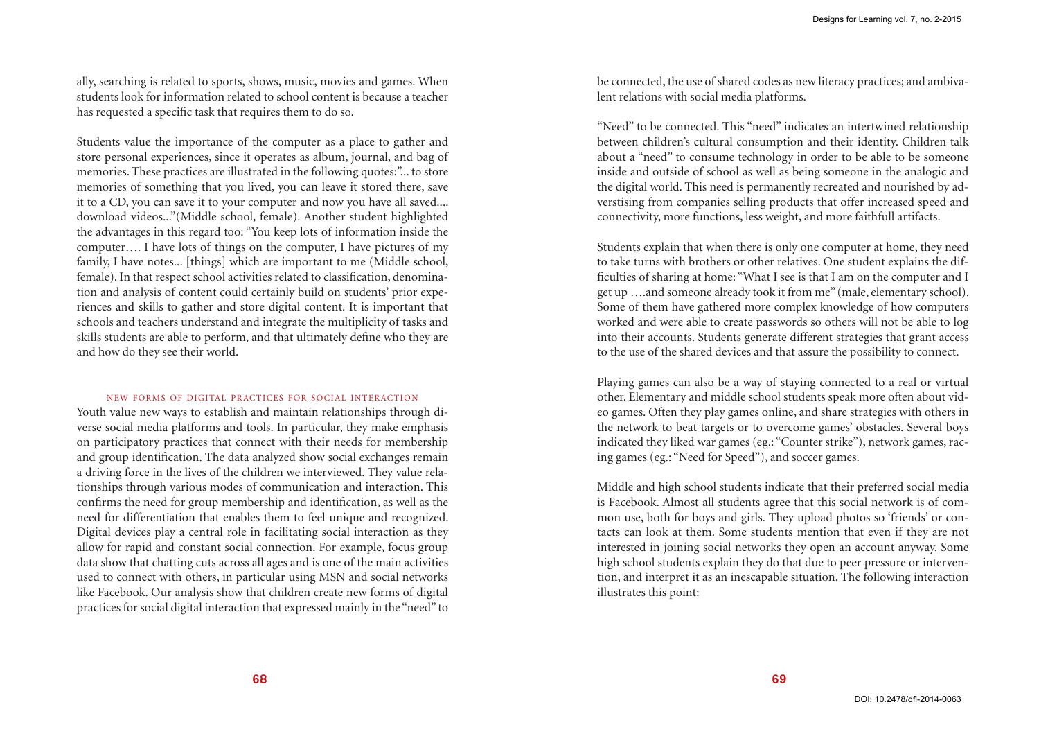ally, searching is related to sports, shows, music, movies and games. When students look for information related to school content is because a teacher has requested a specific task that requires them to do so.

Students value the importance of the computer as a place to gather and store personal experiences, since it operates as album, journal, and bag of memories. These practices are illustrated in the following quotes:"... to store memories of something that you lived, you can leave it stored there, save it to a CD, you can save it to your computer and now you have all saved.... download videos..."(Middle school, female). Another student highlighted the advantages in this regard too: "You keep lots of information inside the computer…. I have lots of things on the computer, I have pictures of my family, I have notes... [things] which are important to me (Middle school, female). In that respect school activities related to classification, denomination and analysis of content could certainly build on students' prior experiences and skills to gather and store digital content. It is important that schools and teachers understand and integrate the multiplicity of tasks and skills students are able to perform, and that ultimately define who they are and how do they see their world.

### NEW FORMS OF DIGITAL PRACTICES FOR SOCIAL INTERACTION

Youth value new ways to establish and maintain relationships through diverse social media platforms and tools. In particular, they make emphasis on participatory practices that connect with their needs for membership and group identification. The data analyzed show social exchanges remain a driving force in the lives of the children we interviewed. They value relationships through various modes of communication and interaction. This confirms the need for group membership and identification, as well as the need for differentiation that enables them to feel unique and recognized. Digital devices play a central role in facilitating social interaction as they allow for rapid and constant social connection. For example, focus group data show that chatting cuts across all ages and is one of the main activities used to connect with others, in particular using MSN and social networks like Facebook. Our analysis show that children create new forms of digital practices for social digital interaction that expressed mainly in the "need" to be connected, the use of shared codes as new literacy practices; and ambivalent relations with social media platforms.

"Need" to be connected. This "need" indicates an intertwined relationship between children's cultural consumption and their identity. Children talk about a "need" to consume technology in order to be able to be someone inside and outside of school as well as being someone in the analogic and the digital world. This need is permanently recreated and nourished by adverstising from companies selling products that offer increased speed and connectivity, more functions, less weight, and more faithfull artifacts.

Students explain that when there is only one computer at home, they need to take turns with brothers or other relatives. One student explains the difficulties of sharing at home: "What I see is that I am on the computer and I get up ….and someone already took it from me" (male, elementary school). Some of them have gathered more complex knowledge of how computers worked and were able to create passwords so others will not be able to log into their accounts. Students generate different strategies that grant access to the use of the shared devices and that assure the possibility to connect.

Playing games can also be a way of staying connected to a real or virtual other. Elementary and middle school students speak more often about video games. Often they play games online, and share strategies with others in the network to beat targets or to overcome games' obstacles. Several boys indicated they liked war games (eg.: "Counter strike"), network games, racing games (eg.: "Need for Speed"), and soccer games.

Middle and high school students indicate that their preferred social media is Facebook. Almost all students agree that this social network is of common use, both for boys and girls. They upload photos so 'friends' or contacts can look at them. Some students mention that even if they are not interested in joining social networks they open an account anyway. Some high school students explain they do that due to peer pressure or intervention, and interpret it as an inescapable situation. The following interaction illustrates this point: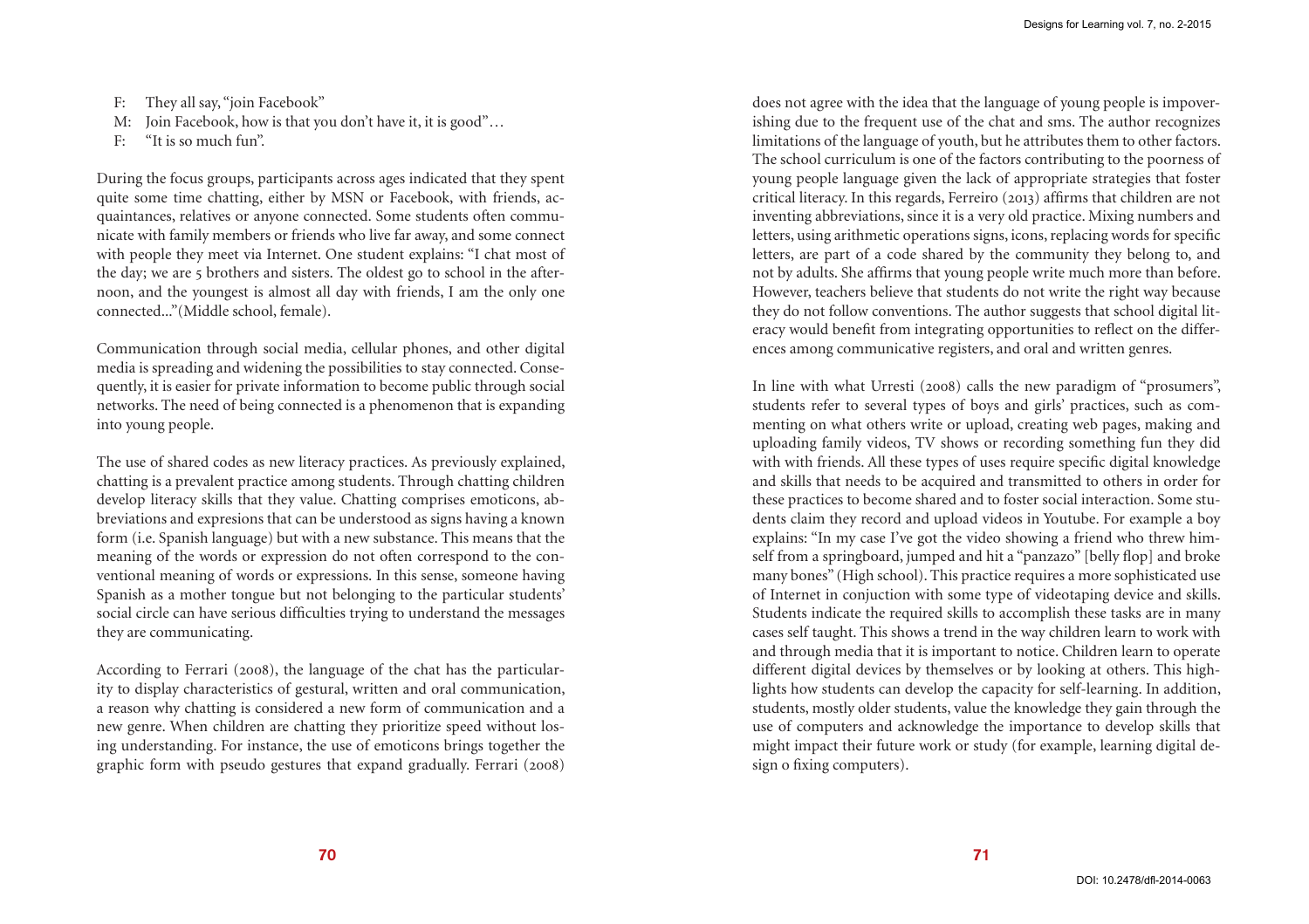F: They all say, "join Facebook"
M: Join Facebook, how is that you don't have it, it is good"…
F: "It is so much fun".

During the focus groups, participants across ages indicated that they spent quite some time chatting, either by MSN or Facebook, with friends, acquaintances, relatives or anyone connected. Some students often communicate with family members or friends who live far away, and some connect with people they meet via Internet. One student explains: "I chat most of the day; we are 5 brothers and sisters. The oldest go to school in the afternoon, and the youngest is almost all day with friends, I am the only one connected..."(Middle school, female).

Communication through social media, cellular phones, and other digital media is spreading and widening the possibilities to stay connected. Consequently, it is easier for private information to become public through social networks. The need of being connected is a phenomenon that is expanding into young people.

The use of shared codes as new literacy practices. As previously explained, chatting is a prevalent practice among students. Through chatting children develop literacy skills that they value. Chatting comprises emoticons, abbreviations and expresions that can be understood as signs having a known form (i.e. Spanish language) but with a new substance. This means that the meaning of the words or expression do not often correspond to the conventional meaning of words or expressions. In this sense, someone having Spanish as a mother tongue but not belonging to the particular students' social circle can have serious difficulties trying to understand the messages they are communicating.

According to Ferrari (2008), the language of the chat has the particularity to display characteristics of gestural, written and oral communication, a reason why chatting is considered a new form of communication and a new genre. When children are chatting they prioritize speed without losing understanding. For instance, the use of emoticons brings together the graphic form with pseudo gestures that expand gradually. Ferrari (2008) does not agree with the idea that the language of young people is impoverishing due to the frequent use of the chat and sms. The author recognizes limitations of the language of youth, but he attributes them to other factors. The school curriculum is one of the factors contributing to the poorness of young people language given the lack of appropriate strategies that foster critical literacy. In this regards, Ferreiro (2013) affirms that children are not inventing abbreviations, since it is a very old practice. Mixing numbers and letters, using arithmetic operations signs, icons, replacing words for specific letters, are part of a code shared by the community they belong to, and not by adults. She affirms that young people write much more than before. However, teachers believe that students do not write the right way because they do not follow conventions. The author suggests that school digital literacy would benefit from integrating opportunities to reflect on the differences among communicative registers, and oral and written genres.

In line with what Urresti (2008) calls the new paradigm of "prosumers", students refer to several types of boys and girls' practices, such as commenting on what others write or upload, creating web pages, making and uploading family videos, TV shows or recording something fun they did with with friends. All these types of uses require specific digital knowledge and skills that needs to be acquired and transmitted to others in order for these practices to become shared and to foster social interaction. Some students claim they record and upload videos in Youtube. For example a boy explains: "In my case I've got the video showing a friend who threw himself from a springboard, jumped and hit a "panzazo" [belly flop] and broke many bones" (High school). This practice requires a more sophisticated use of Internet in conjuction with some type of videotaping device and skills. Students indicate the required skills to accomplish these tasks are in many cases self taught. This shows a trend in the way children learn to work with and through media that it is important to notice. Children learn to operate different digital devices by themselves or by looking at others. This highlights how students can develop the capacity for self-learning. In addition, students, mostly older students, value the knowledge they gain through the use of computers and acknowledge the importance to develop skills that might impact their future work or study (for example, learning digital design o fixing computers).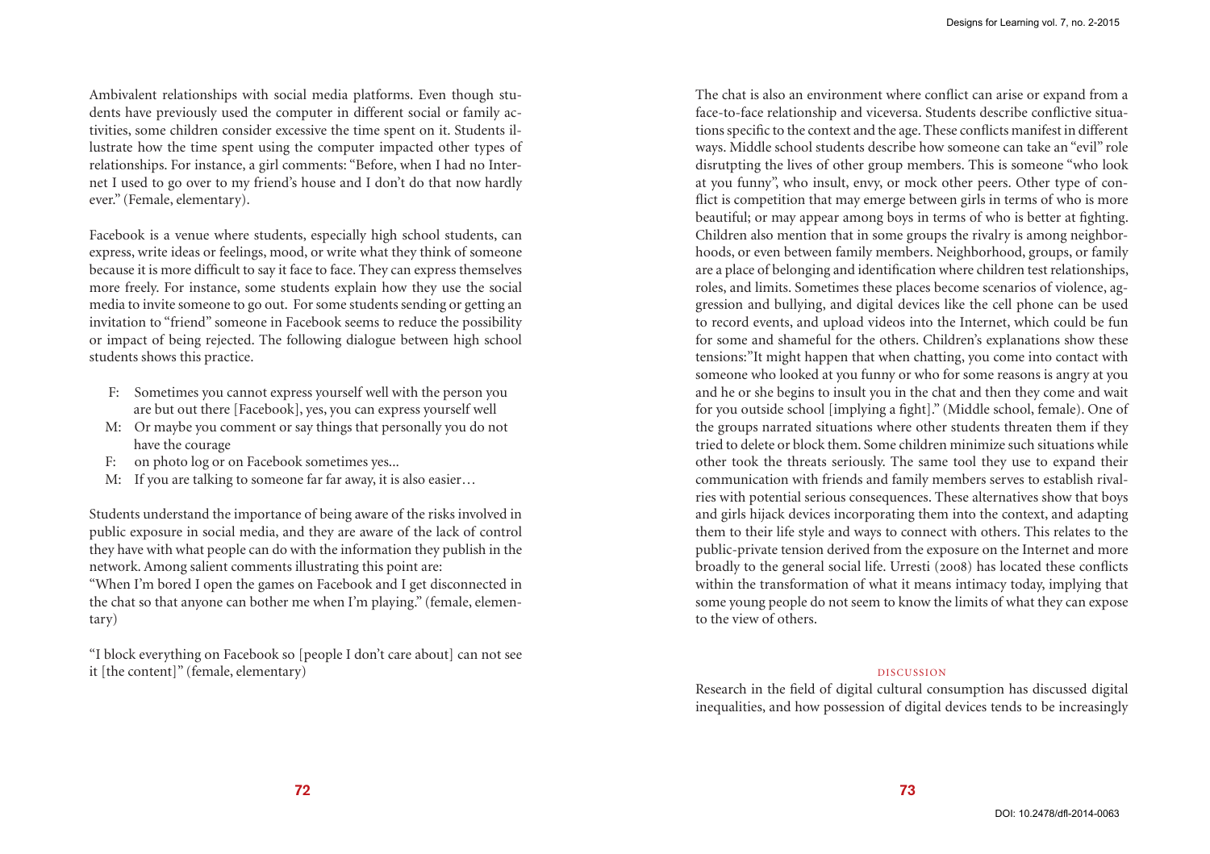Ambivalent relationships with social media platforms. Even though students have previously used the computer in different social or family activities, some children consider excessive the time spent on it. Students illustrate how the time spent using the computer impacted other types of relationships. For instance, a girl comments: "Before, when I had no Internet I used to go over to my friend's house and I don't do that now hardly ever." (Female, elementary).

Facebook is a venue where students, especially high school students, can express, write ideas or feelings, mood, or write what they think of someone because it is more difficult to say it face to face. They can express themselves more freely. For instance, some students explain how they use the social media to invite someone to go out. For some students sending or getting an invitation to "friend" someone in Facebook seems to reduce the possibility or impact of being rejected. The following dialogue between high school students shows this practice.

F: Sometimes you cannot express yourself well with the person you are but out there [Facebook], yes, you can express yourself well
M: Or maybe you comment or say things that personally you do not have the courage
F: on photo log or on Facebook sometimes yes...
M: If you are talking to someone far far away, it is also easier…

Students understand the importance of being aware of the risks involved in public exposure in social media, and they are aware of the lack of control they have with what people can do with the information they publish in the network. Among salient comments illustrating this point are:
"When I'm bored I open the games on Facebook and I get disconnected in the chat so that anyone can bother me when I'm playing." (female, elementary)

"I block everything on Facebook so [people I don't care about] can not see it [the content]" (female, elementary)

The chat is also an environment where conflict can arise or expand from a face-to-face relationship and viceversa. Students describe conflictive situations specific to the context and the age. These conflicts manifest in different ways. Middle school students describe how someone can take an "evil" role disrutpting the lives of other group members. This is someone "who look at you funny", who insult, envy, or mock other peers. Other type of conflict is competition that may emerge between girls in terms of who is more beautiful; or may appear among boys in terms of who is better at fighting. Children also mention that in some groups the rivalry is among neighborhoods, or even between family members. Neighborhood, groups, or family are a place of belonging and identification where children test relationships, roles, and limits. Sometimes these places become scenarios of violence, aggression and bullying, and digital devices like the cell phone can be used to record events, and upload videos into the Internet, which could be fun for some and shameful for the others. Children's explanations show these tensions:"It might happen that when chatting, you come into contact with someone who looked at you funny or who for some reasons is angry at you and he or she begins to insult you in the chat and then they come and wait for you outside school [implying a fight]." (Middle school, female). One of the groups narrated situations where other students threaten them if they tried to delete or block them. Some children minimize such situations while other took the threats seriously. The same tool they use to expand their communication with friends and family members serves to establish rivalries with potential serious consequences. These alternatives show that boys and girls hijack devices incorporating them into the context, and adapting them to their life style and ways to connect with others. This relates to the public-private tension derived from the exposure on the Internet and more broadly to the general social life. Urresti (2008) has located these conflicts within the transformation of what it means intimacy today, implying that some young people do not seem to know the limits of what they can expose to the view of others.

## DISCUSSION

Research in the field of digital cultural consumption has discussed digital inequalities, and how possession of digital devices tends to be increasingly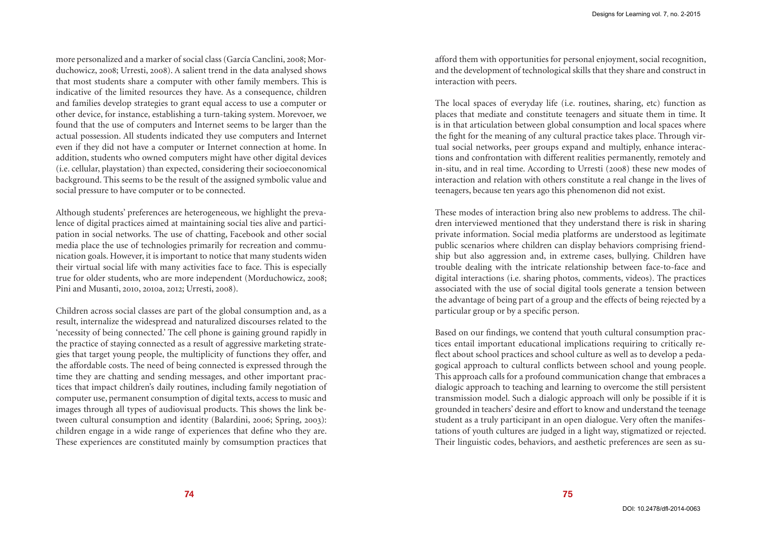more personalized and a marker of social class (García Canclini, 2008; Morduchowicz, 2008; Urresti, 2008). A salient trend in the data analysed shows that most students share a computer with other family members. This is indicative of the limited resources they have. As a consequence, children and families develop strategies to grant equal access to use a computer or other device, for instance, establishing a turn-taking system. Morevoer, we found that the use of computers and Internet seems to be larger than the actual possession. All students indicated they use computers and Internet even if they did not have a computer or Internet connection at home. In addition, students who owned computers might have other digital devices (i.e. cellular, playstation) than expected, considering their socioeconomical background. This seems to be the result of the assigned symbolic value and social pressure to have computer or to be connected.

Although students' preferences are heterogeneous, we highlight the prevalence of digital practices aimed at maintaining social ties alive and participation in social networks. The use of chatting, Facebook and other social media place the use of technologies primarily for recreation and communication goals. However, it is important to notice that many students widen their virtual social life with many activities face to face. This is especially true for older students, who are more independent (Morduchowicz, 2008; Pini and Musanti, 2010, 2010a, 2012; Urresti, 2008).

Children across social classes are part of the global consumption and, as a result, internalize the widespread and naturalized discourses related to the 'necessity of being connected.' The cell phone is gaining ground rapidly in the practice of staying connected as a result of aggressive marketing strategies that target young people, the multiplicity of functions they offer, and the affordable costs. The need of being connected is expressed through the time they are chatting and sending messages, and other important practices that impact children's daily routines, including family negotiation of computer use, permanent consumption of digital texts, access to music and images through all types of audiovisual products. This shows the link between cultural consumption and identity (Balardini, 2006; Spring, 2003): children engage in a wide range of experiences that define who they are. These experiences are constituted mainly by comsumption practices that afford them with opportunities for personal enjoyment, social recognition, and the development of technological skills that they share and construct in interaction with peers.

The local spaces of everyday life (i.e. routines, sharing, etc) function as places that mediate and constitute teenagers and situate them in time. It is in that articulation between global consumption and local spaces where the fight for the meaning of any cultural practice takes place. Through virtual social networks, peer groups expand and multiply, enhance interactions and confrontation with different realities permanently, remotely and in-situ, and in real time. According to Urresti (2008) these new modes of interaction and relation with others constitute a real change in the lives of teenagers, because ten years ago this phenomenon did not exist.

These modes of interaction bring also new problems to address. The children interviewed mentioned that they understand there is risk in sharing private information. Social media platforms are understood as legitimate public scenarios where children can display behaviors comprising friendship but also aggression and, in extreme cases, bullying. Children have trouble dealing with the intricate relationship between face-to-face and digital interactions (i.e. sharing photos, comments, videos). The practices associated with the use of social digital tools generate a tension between the advantage of being part of a group and the effects of being rejected by a particular group or by a specific person.

Based on our findings, we contend that youth cultural consumption practices entail important educational implications requiring to critically reflect about school practices and school culture as well as to develop a pedagogical approach to cultural conflicts between school and young people. This approach calls for a profound communication change that embraces a dialogic approach to teaching and learning to overcome the still persistent transmission model. Such a dialogic approach will only be possible if it is grounded in teachers' desire and effort to know and understand the teenage student as a truly participant in an open dialogue. Very often the manifestations of youth cultures are judged in a light way, stigmatized or rejected. Their linguistic codes, behaviors, and aesthetic preferences are seen as su-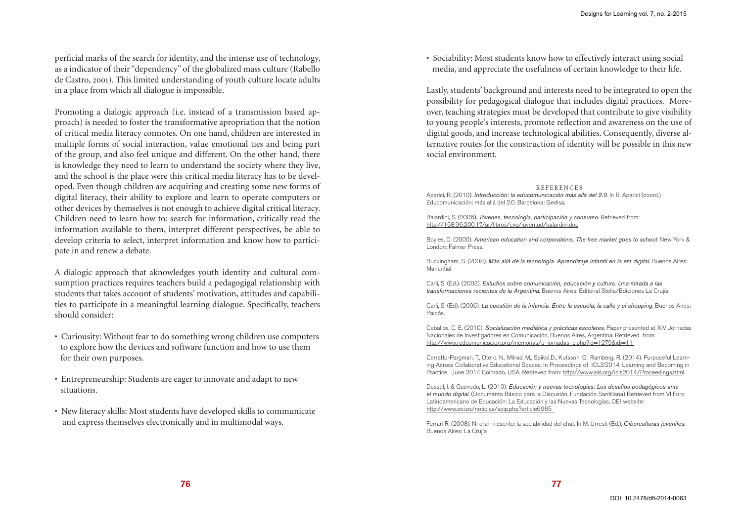perficial marks of the search for identity, and the intense use of technology, as a indicator of their "dependency" of the globalized mass culture (Rabello de Castro, 2001). This limited understanding of youth culture locate adults in a place from which all dialogue is impossible.

Promoting a dialogic approach (i.e. instead of a transmission based approach) is needed to foster the transformative apropriation that the notion of critical media literacy connotes. On one hand, children are interested in multiple forms of social interaction, value emotional ties and being part of the group, and also feel unique and different. On the other hand, there is knowledge they need to learn to understand the society where they live, and the school is the place were this critical media literacy has to be developed. Even though children are acquiring and creating some new forms of digital literacy, their ability to explore and learn to operate computers or other devices by themselves is not enough to achieve digital critical literacy. Children need to learn how to: search for information, critically read the information available to them, interpret different perspectives, be able to develop criteria to select, interpret information and know how to participate in and renew a debate.

A dialogic approach that aknowledges youth identity and cultural consumption practices requires teachers build a pedagogigal relationship with students that takes account of students' motivation, attitudes and capabilities to participate in a meaningful learning dialogue. Specifically, teachers should consider:

- Curiousity: Without fear to do something wrong children use computers to explore how the devices and software function and how to use them for their own purposes.
- Entrepreneurship: Students are eager to innovate and adapt to new situations.
- New literacy skills: Most students have developed skills to communicate and express themselves electronically and in multimodal ways.
- Sociability: Most students know how to effectively interact using social media, and appreciate the usefulness of certain knowledge to their life.

Lastly, students' background and interests need to be integrated to open the possibility for pedagogical dialogue that includes digital practices. Moreover, teaching strategies must be developed that contribute to give visibility to young people's interests, promote reflection and awareness on the use of digital goods, and increase technological abilities. Consequently, diverse alternative routes for the construction of identity will be possible in this new social environment.

## REFERENCES

Aparici, R. (2010). *Introducción: la educomunicación más allá del 2.0*. In R. Aparici (coord.) Educomunicación: más allá del 2.0. Barcelona: Gedisa.

Balardini, S. (2006). *Jóvenes, tecnología, participación y consumo*. Retrieved from: http://168.96.200.17/ar/libros/cyg/juventud/balardini.doc

Boyles, D. (2000). *American education and corporations. The free market goes to school*. New York & London: Falmer Press.

Buckingham, S. (2008). *Más allá de la tecnología. Aprendizaje infantil en la era digital*. Buenos Aires: Manantial.

Carli, S. (Ed.). (2003). *Estudios sobre comunicación, educación y cultura. Una mirada a las transformaciones recientes de la Argentina*. Buenos Aires: Editorial Stella/Ediciones La Crujía.

Carli, S. (Ed). (2006). *La cuestión de la infancia. Entre la escuela, la calle y el shopping*. Buenos Aires: Paidós.

Ceballos, C. E. (2010). *Socialización mediática y prácticas escolares*. Paper presented at XIV Jornadas Nacionales de Investigadores en Comunicación, Buenos Aires, Argentina. Retrieved from: http://www.redcomunicacion.org/memorias/p_jornadas_p.php?id=1279&idj=11

Cerratto-Pargman, T., Otero, N., Milrad, M., Spikol,D., Kutsson, O., Ramberg, R. (2014). Purposeful Learning Across Collaborative Educational Spaces. In Proceedings of ICLS'2014, Learning and Becoming in Practice. June 2014 Colorado, USA. Retrieved from: http://www.isls.org/icls2014/Proceedings.html

Dussel, I. & Quevedo, L. (2010). *Educación y nuevas tecnologías: Los desafíos pedagógicos ante el mundo digital*. (Documento Básico para la Discusión. Fundación Santillana) Retrieved from VI Foro Latinoamericano de Educación: La Educación y las Nuevas Tecnologías, OEI website: http://www.oei.es/noticias/spip.php?article6965

Ferrari R. (2008). Ni oral ni escrito: la sociabilidad del chat. In M. Urresti (Ed.), *Ciberculturas juveniles*. Buenos Aires: La Crujía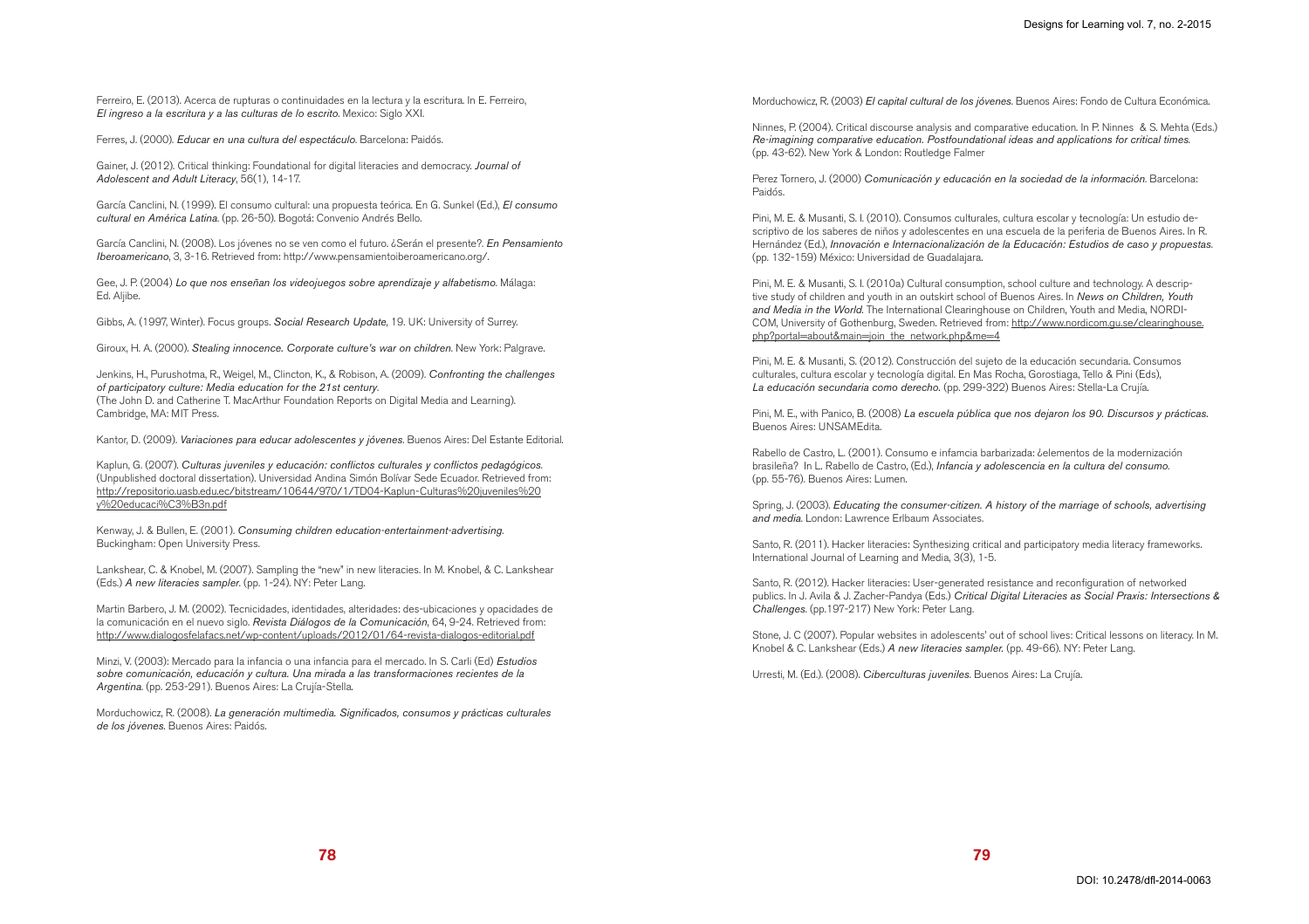Ferreiro, E. (2013). Acerca de rupturas o continuidades en la lectura y la escritura. In E. Ferreiro, *El ingreso a la escritura y a las culturas de lo escrito*. Mexico: Siglo XXI.

Ferres, J. (2000). *Educar en una cultura del espectáculo*. Barcelona: Paidós.

Gainer, J. (2012). Critical thinking: Foundational for digital literacies and democracy. *Journal of Adolescent and Adult Literacy*, 56(1), 14-17.

García Canclini, N. (1999). El consumo cultural: una propuesta teórica. En G. Sunkel (Ed.), *El consumo cultural en América Latina*. (pp. 26-50). Bogotá: Convenio Andrés Bello.

García Canclini, N. (2008). Los jóvenes no se ven como el futuro. ¿Serán el presente?. *En Pensamiento Iberoamericano*, 3, 3-16. Retrieved from: http://www.pensamientoiberoamericano.org/.

Gee, J. P. (2004) *Lo que nos enseñan los videojuegos sobre aprendizaje y alfabetismo*. Málaga: Ed. Aljibe.

Gibbs, A. (1997, Winter). Focus groups. *Social Research Update*, 19. UK: University of Surrey.

Giroux, H. A. (2000). *Stealing innocence. Corporate culture's war on children*. New York: Palgrave.

Jenkins, H., Purushotma, R., Weigel, M., Clincton, K., & Robison, A. (2009). *Confronting the challenges of participatory culture: Media education for the 21st century*. (The John D. and Catherine T. MacArthur Foundation Reports on Digital Media and Learning). Cambridge, MA: MIT Press.

Kantor, D. (2009). *Variaciones para educar adolescentes y jóvenes*. Buenos Aires: Del Estante Editorial.

Kaplun, G. (2007). *Culturas juveniles y educación: conflictos culturales y conflictos pedagógicos*. (Unpublished doctoral dissertation). Universidad Andina Simón Bolívar Sede Ecuador. Retrieved from: http://repositorio.uasb.edu.ec/bitstream/10644/970/1/TD04-Kaplun-Culturas%20juveniles%20y%20educaci%C3%B3n.pdf

Kenway, J. & Bullen, E. (2001). *Consuming children education-entertainment-advertising*. Buckingham: Open University Press.

Lankshear, C. & Knobel, M. (2007). Sampling the "new" in new literacies. In M. Knobel, & C. Lankshear (Eds.) *A new literacies sampler*. (pp. 1-24). NY: Peter Lang.

Martin Barbero, J. M. (2002). Tecnicidades, identidades, alteridades: des-ubicaciones y opacidades de la comunicación en el nuevo siglo. *Revista Diálogos de la Comunicación*, 64, 9-24. Retrieved from: http://www.dialogosfelafacs.net/wp-content/uploads/2012/01/64-revista-dialogos-editorial.pdf

Minzi, V. (2003): Mercado para la infancia o una infancia para el mercado. In S. Carli (Ed) *Estudios sobre comunicación, educación y cultura. Una mirada a las transformaciones recientes de la Argentina*. (pp. 253-291). Buenos Aires: La Crujía-Stella.

Morduchowicz, R. (2008). *La generación multimedia. Significados, consumos y prácticas culturales de los jóvenes*. Buenos Aires: Paidós.

Morduchowicz, R. (2003) *El capital cultural de los jóvenes*. Buenos Aires: Fondo de Cultura Económica.

Ninnes, P. (2004). Critical discourse analysis and comparative education. In P. Ninnes & S. Mehta (Eds.) *Re-imagining comparative education. Postfoundational ideas and applications for critical times*. (pp. 43-62). New York & London: Routledge Falmer

Perez Tornero, J. (2000) *Comunicación y educación en la sociedad de la información*. Barcelona: Paidós.

Pini, M. E. & Musanti, S. I. (2010). Consumos culturales, cultura escolar y tecnología: Un estudio descriptivo de los saberes de niños y adolescentes en una escuela de la periferia de Buenos Aires. In R. Hernández (Ed.), *Innovación e Internacionalización de la Educación: Estudios de caso y propuestas*. (pp. 132-159) México: Universidad de Guadalajara.

Pini, M. E. & Musanti, S. I. (2010a) Cultural consumption, school culture and technology. A descriptive study of children and youth in an outskirt school of Buenos Aires. In *News on Children, Youth and Media in the World*. The International Clearinghouse on Children, Youth and Media, NORDICOM, University of Gothenburg, Sweden. Retrieved from: http://www.nordicom.gu.se/clearinghouse.php?portal=about&main=join_the_network.php&me=4

Pini, M. E. & Musanti, S. (2012). Construcción del sujeto de la educación secundaria. Consumos culturales, cultura escolar y tecnología digital. En Mas Rocha, Gorostiaga, Tello & Pini (Eds), *La educación secundaria como derecho*. (pp. 299-322) Buenos Aires: Stella-La Crujía.

Pini, M. E., with Panico, B. (2008) *La escuela pública que nos dejaron los 90. Discursos y prácticas*. Buenos Aires: UNSAMEdita.

Rabello de Castro, L. (2001). Consumo e infancia barbarizada: ¿elementos de la modernización brasileña? In L. Rabello de Castro, (Ed.), *Infancia y adolescencia en la cultura del consumo*. (pp. 55-76). Buenos Aires: Lumen.

Spring, J. (2003). *Educating the consumer-citizen. A history of the marriage of schools, advertising and media*. London: Lawrence Erlbaum Associates.

Santo, R. (2011). Hacker literacies: Synthesizing critical and participatory media literacy frameworks. International Journal of Learning and Media, 3(3), 1-5.

Santo, R. (2012). Hacker literacies: User-generated resistance and reconfiguration of networked publics. In J. Avila & J. Zacher-Pandya (Eds.) *Critical Digital Literacies as Social Praxis: Intersections & Challenges*. (pp.197-217) New York: Peter Lang.

Stone, J. C (2007). Popular websites in adolescents' out of school lives: Critical lessons on literacy. In M. Knobel & C. Lankshear (Eds.) *A new literacies sampler*. (pp. 49-66). NY: Peter Lang.

Urresti, M. (Ed.). (2008). *Ciberculturas juveniles*. Buenos Aires: La Crujía.